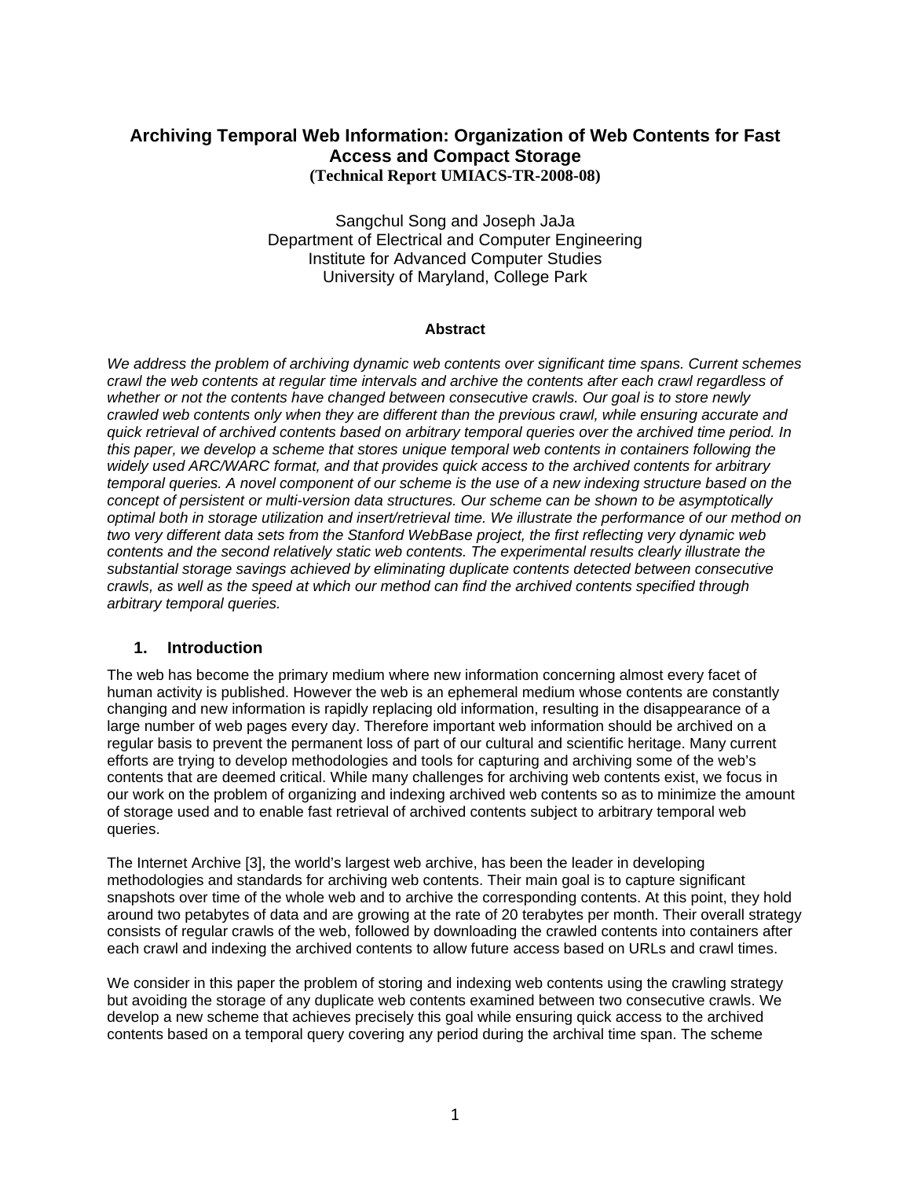# Archiving Temporal Web Information: Organization of Web Contents for Fast Access and Compact Storage

**(Technical Report UMIACS-TR-2008-08)**

Sangchul Song and Joseph JaJa
Department of Electrical and Computer Engineering
Institute for Advanced Computer Studies
University of Maryland, College Park

### Abstract

*We address the problem of archiving dynamic web contents over significant time spans. Current schemes crawl the web contents at regular time intervals and archive the contents after each crawl regardless of whether or not the contents have changed between consecutive crawls. Our goal is to store newly crawled web contents only when they are different than the previous crawl, while ensuring accurate and quick retrieval of archived contents based on arbitrary temporal queries over the archived time period. In this paper, we develop a scheme that stores unique temporal web contents in containers following the widely used ARC/WARC format, and that provides quick access to the archived contents for arbitrary temporal queries. A novel component of our scheme is the use of a new indexing structure based on the concept of persistent or multi-version data structures. Our scheme can be shown to be asymptotically optimal both in storage utilization and insert/retrieval time. We illustrate the performance of our method on two very different data sets from the Stanford WebBase project, the first reflecting very dynamic web contents and the second relatively static web contents. The experimental results clearly illustrate the substantial storage savings achieved by eliminating duplicate contents detected between consecutive crawls, as well as the speed at which our method can find the archived contents specified through arbitrary temporal queries.*

## 1. Introduction

The web has become the primary medium where new information concerning almost every facet of human activity is published. However the web is an ephemeral medium whose contents are constantly changing and new information is rapidly replacing old information, resulting in the disappearance of a large number of web pages every day. Therefore important web information should be archived on a regular basis to prevent the permanent loss of part of our cultural and scientific heritage. Many current efforts are trying to develop methodologies and tools for capturing and archiving some of the web's contents that are deemed critical. While many challenges for archiving web contents exist, we focus in our work on the problem of organizing and indexing archived web contents so as to minimize the amount of storage used and to enable fast retrieval of archived contents subject to arbitrary temporal web queries.

The Internet Archive [3], the world's largest web archive, has been the leader in developing methodologies and standards for archiving web contents. Their main goal is to capture significant snapshots over time of the whole web and to archive the corresponding contents. At this point, they hold around two petabytes of data and are growing at the rate of 20 terabytes per month. Their overall strategy consists of regular crawls of the web, followed by downloading the crawled contents into containers after each crawl and indexing the archived contents to allow future access based on URLs and crawl times.

We consider in this paper the problem of storing and indexing web contents using the crawling strategy but avoiding the storage of any duplicate web contents examined between two consecutive crawls. We develop a new scheme that achieves precisely this goal while ensuring quick access to the archived contents based on a temporal query covering any period during the archival time span. The scheme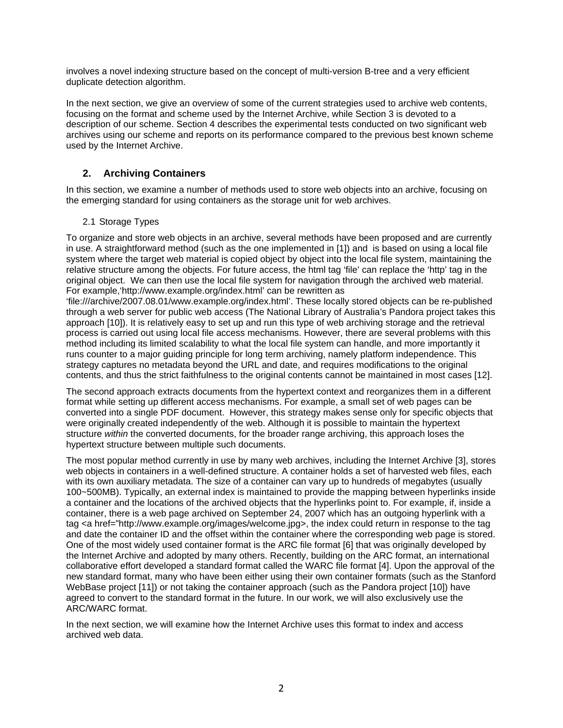involves a novel indexing structure based on the concept of multi-version B-tree and a very efficient duplicate detection algorithm.

In the next section, we give an overview of some of the current strategies used to archive web contents, focusing on the format and scheme used by the Internet Archive, while Section 3 is devoted to a description of our scheme. Section 4 describes the experimental tests conducted on two significant web archives using our scheme and reports on its performance compared to the previous best known scheme used by the Internet Archive.

## 2. Archiving Containers

In this section, we examine a number of methods used to store web objects into an archive, focusing on the emerging standard for using containers as the storage unit for web archives.

### 2.1 Storage Types

To organize and store web objects in an archive, several methods have been proposed and are currently in use. A straightforward method (such as the one implemented in [1]) and is based on using a local file system where the target web material is copied object by object into the local file system, maintaining the relative structure among the objects. For future access, the html tag 'file' can replace the 'http' tag in the original object. We can then use the local file system for navigation through the archived web material. For example,'http://www.example.org/index.html' can be rewritten as 'file:///archive/2007.08.01/www.example.org/index.html'. These locally stored objects can be re-published through a web server for public web access (The National Library of Australia's Pandora project takes this approach [10]). It is relatively easy to set up and run this type of web archiving storage and the retrieval process is carried out using local file access mechanisms. However, there are several problems with this method including its limited scalability to what the local file system can handle, and more importantly it runs counter to a major guiding principle for long term archiving, namely platform independence. This strategy captures no metadata beyond the URL and date, and requires modifications to the original contents, and thus the strict faithfulness to the original contents cannot be maintained in most cases [12].

The second approach extracts documents from the hypertext context and reorganizes them in a different format while setting up different access mechanisms. For example, a small set of web pages can be converted into a single PDF document. However, this strategy makes sense only for specific objects that were originally created independently of the web. Although it is possible to maintain the hypertext structure *within* the converted documents, for the broader range archiving, this approach loses the hypertext structure between multiple such documents.

The most popular method currently in use by many web archives, including the Internet Archive [3], stores web objects in containers in a well-defined structure. A container holds a set of harvested web files, each with its own auxiliary metadata. The size of a container can vary up to hundreds of megabytes (usually 100~500MB). Typically, an external index is maintained to provide the mapping between hyperlinks inside a container and the locations of the archived objects that the hyperlinks point to. For example, if, inside a container, there is a web page archived on September 24, 2007 which has an outgoing hyperlink with a tag <a href="http://www.example.org/images/welcome.jpg>, the index could return in response to the tag and date the container ID and the offset within the container where the corresponding web page is stored. One of the most widely used container format is the ARC file format [6] that was originally developed by the Internet Archive and adopted by many others. Recently, building on the ARC format, an international collaborative effort developed a standard format called the WARC file format [4]. Upon the approval of the new standard format, many who have been either using their own container formats (such as the Stanford WebBase project [11]) or not taking the container approach (such as the Pandora project [10]) have agreed to convert to the standard format in the future. In our work, we will also exclusively use the ARC/WARC format.

In the next section, we will examine how the Internet Archive uses this format to index and access archived web data.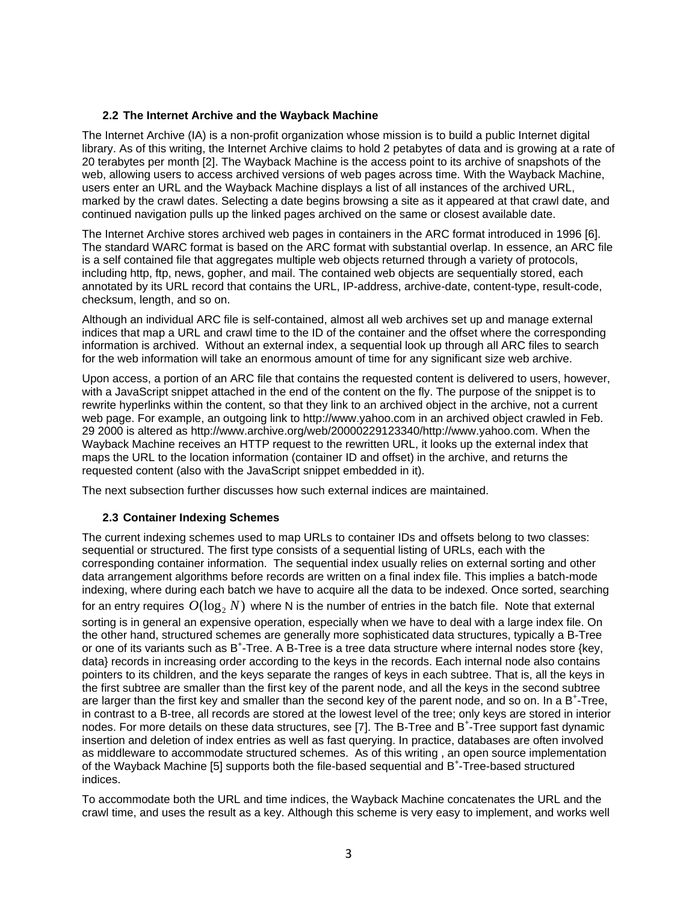### 2.2 The Internet Archive and the Wayback Machine

The Internet Archive (IA) is a non-profit organization whose mission is to build a public Internet digital library. As of this writing, the Internet Archive claims to hold 2 petabytes of data and is growing at a rate of 20 terabytes per month [2]. The Wayback Machine is the access point to its archive of snapshots of the web, allowing users to access archived versions of web pages across time. With the Wayback Machine, users enter an URL and the Wayback Machine displays a list of all instances of the archived URL, marked by the crawl dates. Selecting a date begins browsing a site as it appeared at that crawl date, and continued navigation pulls up the linked pages archived on the same or closest available date.

The Internet Archive stores archived web pages in containers in the ARC format introduced in 1996 [6]. The standard WARC format is based on the ARC format with substantial overlap. In essence, an ARC file is a self contained file that aggregates multiple web objects returned through a variety of protocols, including http, ftp, news, gopher, and mail. The contained web objects are sequentially stored, each annotated by its URL record that contains the URL, IP-address, archive-date, content-type, result-code, checksum, length, and so on.

Although an individual ARC file is self-contained, almost all web archives set up and manage external indices that map a URL and crawl time to the ID of the container and the offset where the corresponding information is archived. Without an external index, a sequential look up through all ARC files to search for the web information will take an enormous amount of time for any significant size web archive.

Upon access, a portion of an ARC file that contains the requested content is delivered to users, however, with a JavaScript snippet attached in the end of the content on the fly. The purpose of the snippet is to rewrite hyperlinks within the content, so that they link to an archived object in the archive, not a current web page. For example, an outgoing link to http://www.yahoo.com in an archived object crawled in Feb. 29 2000 is altered as http://www.archive.org/web/20000229123340/http://www.yahoo.com. When the Wayback Machine receives an HTTP request to the rewritten URL, it looks up the external index that maps the URL to the location information (container ID and offset) in the archive, and returns the requested content (also with the JavaScript snippet embedded in it).

The next subsection further discusses how such external indices are maintained.

### 2.3 Container Indexing Schemes

The current indexing schemes used to map URLs to container IDs and offsets belong to two classes: sequential or structured. The first type consists of a sequential listing of URLs, each with the corresponding container information. The sequential index usually relies on external sorting and other data arrangement algorithms before records are written on a final index file. This implies a batch-mode indexing, where during each batch we have to acquire all the data to be indexed. Once sorted, searching for an entry requires $O(\log_2 N)$ where N is the number of entries in the batch file. Note that external sorting is in general an expensive operation, especially when we have to deal with a large index file. On the other hand, structured schemes are generally more sophisticated data structures, typically a B-Tree or one of its variants such as $B^+$-Tree. A B-Tree is a tree data structure where internal nodes store {key, data} records in increasing order according to the keys in the records. Each internal node also contains pointers to its children, and the keys separate the ranges of keys in each subtree. That is, all the keys in the first subtree are smaller than the first key of the parent node, and all the keys in the second subtree are larger than the first key and smaller than the second key of the parent node, and so on. In a $B^+$-Tree, in contrast to a B-tree, all records are stored at the lowest level of the tree; only keys are stored in interior nodes. For more details on these data structures, see [7]. The B-Tree and $B^+$-Tree support fast dynamic insertion and deletion of index entries as well as fast querying. In practice, databases are often involved as middleware to accommodate structured schemes. As of this writing , an open source implementation of the Wayback Machine [5] supports both the file-based sequential and $B^+$-Tree-based structured indices.

To accommodate both the URL and time indices, the Wayback Machine concatenates the URL and the crawl time, and uses the result as a key. Although this scheme is very easy to implement, and works well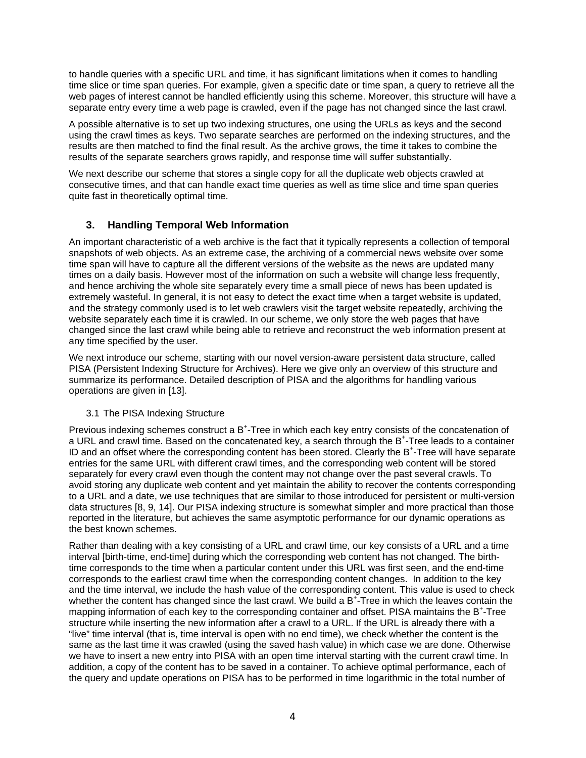to handle queries with a specific URL and time, it has significant limitations when it comes to handling time slice or time span queries. For example, given a specific date or time span, a query to retrieve all the web pages of interest cannot be handled efficiently using this scheme. Moreover, this structure will have a separate entry every time a web page is crawled, even if the page has not changed since the last crawl.

A possible alternative is to set up two indexing structures, one using the URLs as keys and the second using the crawl times as keys. Two separate searches are performed on the indexing structures, and the results are then matched to find the final result. As the archive grows, the time it takes to combine the results of the separate searchers grows rapidly, and response time will suffer substantially.

We next describe our scheme that stores a single copy for all the duplicate web objects crawled at consecutive times, and that can handle exact time queries as well as time slice and time span queries quite fast in theoretically optimal time.

## 3. Handling Temporal Web Information

An important characteristic of a web archive is the fact that it typically represents a collection of temporal snapshots of web objects. As an extreme case, the archiving of a commercial news website over some time span will have to capture all the different versions of the website as the news are updated many times on a daily basis. However most of the information on such a website will change less frequently, and hence archiving the whole site separately every time a small piece of news has been updated is extremely wasteful. In general, it is not easy to detect the exact time when a target website is updated, and the strategy commonly used is to let web crawlers visit the target website repeatedly, archiving the website separately each time it is crawled. In our scheme, we only store the web pages that have changed since the last crawl while being able to retrieve and reconstruct the web information present at any time specified by the user.

We next introduce our scheme, starting with our novel version-aware persistent data structure, called PISA (Persistent Indexing Structure for Archives). Here we give only an overview of this structure and summarize its performance. Detailed description of PISA and the algorithms for handling various operations are given in [13].

### 3.1 The PISA Indexing Structure

Previous indexing schemes construct a $B^+$-Tree in which each key entry consists of the concatenation of a URL and crawl time. Based on the concatenated key, a search through the $B^+$-Tree leads to a container ID and an offset where the corresponding content has been stored. Clearly the $B^+$-Tree will have separate entries for the same URL with different crawl times, and the corresponding web content will be stored separately for every crawl even though the content may not change over the past several crawls. To avoid storing any duplicate web content and yet maintain the ability to recover the contents corresponding to a URL and a date, we use techniques that are similar to those introduced for persistent or multi-version data structures [8, 9, 14]. Our PISA indexing structure is somewhat simpler and more practical than those reported in the literature, but achieves the same asymptotic performance for our dynamic operations as the best known schemes.

Rather than dealing with a key consisting of a URL and crawl time, our key consists of a URL and a time interval [birth-time, end-time] during which the corresponding web content has not changed. The birth-time corresponds to the time when a particular content under this URL was first seen, and the end-time corresponds to the earliest crawl time when the corresponding content changes. In addition to the key and the time interval, we include the hash value of the corresponding content. This value is used to check whether the content has changed since the last crawl. We build a $B^+$-Tree in which the leaves contain the mapping information of each key to the corresponding container and offset. PISA maintains the $B^+$-Tree structure while inserting the new information after a crawl to a URL. If the URL is already there with a "live" time interval (that is, time interval is open with no end time), we check whether the content is the same as the last time it was crawled (using the saved hash value) in which case we are done. Otherwise we have to insert a new entry into PISA with an open time interval starting with the current crawl time. In addition, a copy of the content has to be saved in a container. To achieve optimal performance, each of the query and update operations on PISA has to be performed in time logarithmic in the total number of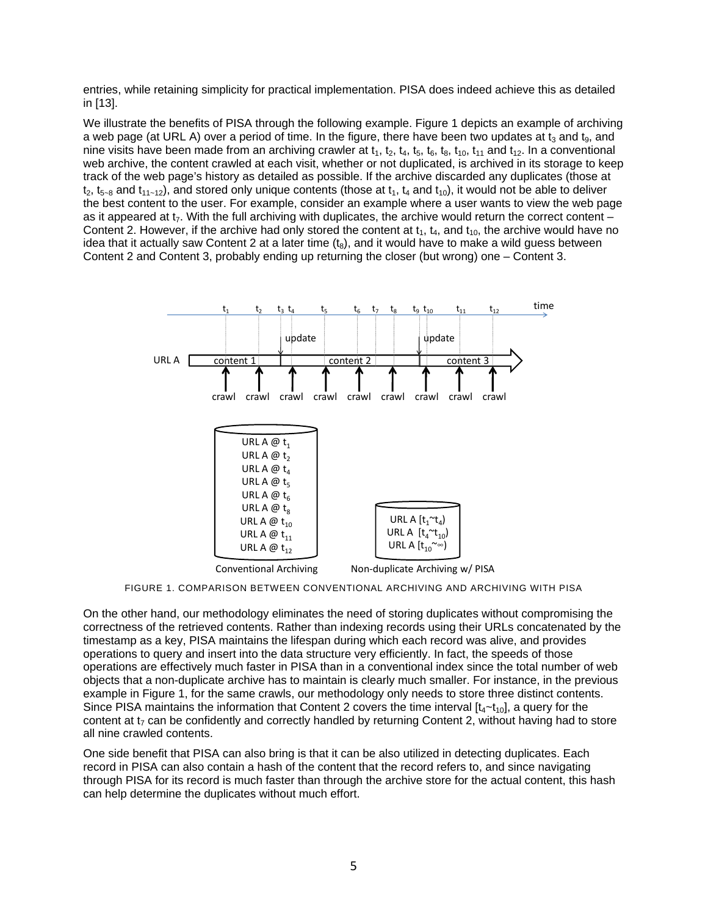entries, while retaining simplicity for practical implementation. PISA does indeed achieve this as detailed in [13].

We illustrate the benefits of PISA through the following example. Figure 1 depicts an example of archiving a web page (at URL A) over a period of time. In the figure, there have been two updates at $t_3$ and $t_9$, and nine visits have been made from an archiving crawler at $t_1$, $t_2$, $t_4$, $t_5$, $t_6$, $t_8$, $t_{10}$, $t_{11}$ and $t_{12}$. In a conventional web archive, the content crawled at each visit, whether or not duplicated, is archived in its storage to keep track of the web page's history as detailed as possible. If the archive discarded any duplicates (those at $t_2$, $t_{5\sim8}$ and $t_{11\sim12}$), and stored only unique contents (those at $t_1$, $t_4$ and $t_{10}$), it would not be able to deliver the best content to the user. For example, consider an example where a user wants to view the web page as it appeared at $t_7$. With the full archiving with duplicates, the archive would return the correct content – Content 2. However, if the archive had only stored the content at $t_1$, $t_4$, and $t_{10}$, the archive would have no idea that it actually saw Content 2 at a later time ($t_8$), and it would have to make a wild guess between Content 2 and Content 3, probably ending up returning the closer (but wrong) one – Content 3.

FIGURE 1. COMPARISON BETWEEN CONVENTIONAL ARCHIVING AND ARCHIVING WITH PISA

On the other hand, our methodology eliminates the need of storing duplicates without compromising the correctness of the retrieved contents. Rather than indexing records using their URLs concatenated by the timestamp as a key, PISA maintains the lifespan during which each record was alive, and provides operations to query and insert into the data structure very efficiently. In fact, the speeds of those operations are effectively much faster in PISA than in a conventional index since the total number of web objects that a non-duplicate archive has to maintain is clearly much smaller. For instance, in the previous example in Figure 1, for the same crawls, our methodology only needs to store three distinct contents. Since PISA maintains the information that Content 2 covers the time interval [$t_4$~$t_{10}$], a query for the content at $t_7$ can be confidently and correctly handled by returning Content 2, without having had to store all nine crawled contents.

One side benefit that PISA can also bring is that it can be also utilized in detecting duplicates. Each record in PISA can also contain a hash of the content that the record refers to, and since navigating through PISA for its record is much faster than through the archive store for the actual content, this hash can help determine the duplicates without much effort.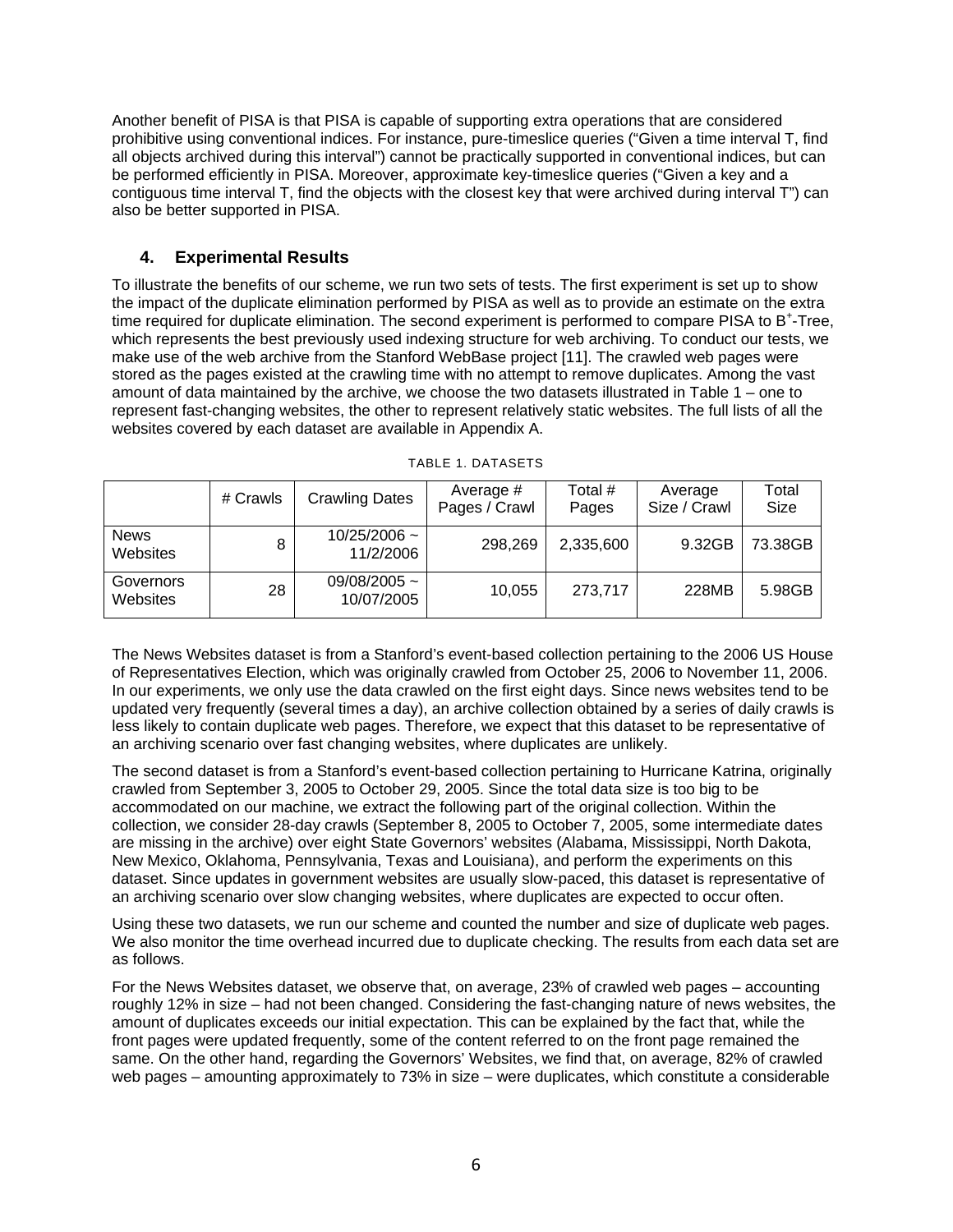Another benefit of PISA is that PISA is capable of supporting extra operations that are considered prohibitive using conventional indices. For instance, pure-timeslice queries ("Given a time interval T, find all objects archived during this interval") cannot be practically supported in conventional indices, but can be performed efficiently in PISA. Moreover, approximate key-timeslice queries ("Given a key and a contiguous time interval T, find the objects with the closest key that were archived during interval T") can also be better supported in PISA.

## 4. Experimental Results

To illustrate the benefits of our scheme, we run two sets of tests. The first experiment is set up to show the impact of the duplicate elimination performed by PISA as well as to provide an estimate on the extra time required for duplicate elimination. The second experiment is performed to compare PISA to $B^+$-Tree, which represents the best previously used indexing structure for web archiving. To conduct our tests, we make use of the web archive from the Stanford WebBase project [11]. The crawled web pages were stored as the pages existed at the crawling time with no attempt to remove duplicates. Among the vast amount of data maintained by the archive, we choose the two datasets illustrated in Table 1 – one to represent fast-changing websites, the other to represent relatively static websites. The full lists of all the websites covered by each dataset are available in Appendix A.

TABLE 1. DATASETS

| | # Crawls | Crawling Dates | Average # Pages / Crawl | Total # Pages | Average Size / Crawl | Total Size |
|---|---|---|---|---|---|---|
| News Websites | 8 | 10/25/2006 ~ 11/2/2006 | 298,269 | 2,335,600 | 9.32GB | 73.38GB |
| Governors Websites | 28 | 09/08/2005 ~ 10/07/2005 | 10,055 | 273,717 | 228MB | 5.98GB |

The News Websites dataset is from a Stanford's event-based collection pertaining to the 2006 US House of Representatives Election, which was originally crawled from October 25, 2006 to November 11, 2006. In our experiments, we only use the data crawled on the first eight days. Since news websites tend to be updated very frequently (several times a day), an archive collection obtained by a series of daily crawls is less likely to contain duplicate web pages. Therefore, we expect that this dataset to be representative of an archiving scenario over fast changing websites, where duplicates are unlikely.

The second dataset is from a Stanford's event-based collection pertaining to Hurricane Katrina, originally crawled from September 3, 2005 to October 29, 2005. Since the total data size is too big to be accommodated on our machine, we extract the following part of the original collection. Within the collection, we consider 28-day crawls (September 8, 2005 to October 7, 2005, some intermediate dates are missing in the archive) over eight State Governors' websites (Alabama, Mississippi, North Dakota, New Mexico, Oklahoma, Pennsylvania, Texas and Louisiana), and perform the experiments on this dataset. Since updates in government websites are usually slow-paced, this dataset is representative of an archiving scenario over slow changing websites, where duplicates are expected to occur often.

Using these two datasets, we run our scheme and counted the number and size of duplicate web pages. We also monitor the time overhead incurred due to duplicate checking. The results from each data set are as follows.

For the News Websites dataset, we observe that, on average, 23% of crawled web pages – accounting roughly 12% in size – had not been changed. Considering the fast-changing nature of news websites, the amount of duplicates exceeds our initial expectation. This can be explained by the fact that, while the front pages were updated frequently, some of the content referred to on the front page remained the same. On the other hand, regarding the Governors' Websites, we find that, on average, 82% of crawled web pages – amounting approximately to 73% in size – were duplicates, which constitute a considerable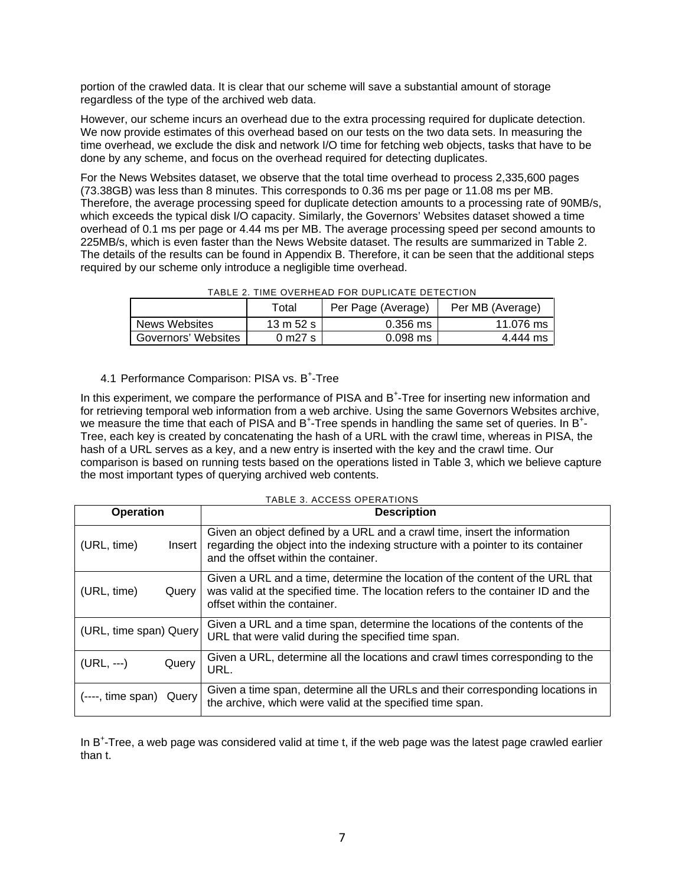portion of the crawled data. It is clear that our scheme will save a substantial amount of storage regardless of the type of the archived web data.

However, our scheme incurs an overhead due to the extra processing required for duplicate detection. We now provide estimates of this overhead based on our tests on the two data sets. In measuring the time overhead, we exclude the disk and network I/O time for fetching web objects, tasks that have to be done by any scheme, and focus on the overhead required for detecting duplicates.

For the News Websites dataset, we observe that the total time overhead to process 2,335,600 pages (73.38GB) was less than 8 minutes. This corresponds to 0.36 ms per page or 11.08 ms per MB. Therefore, the average processing speed for duplicate detection amounts to a processing rate of 90MB/s, which exceeds the typical disk I/O capacity. Similarly, the Governors' Websites dataset showed a time overhead of 0.1 ms per page or 4.44 ms per MB. The average processing speed per second amounts to 225MB/s, which is even faster than the News Website dataset. The results are summarized in Table 2. The details of the results can be found in Appendix B. Therefore, it can be seen that the additional steps required by our scheme only introduce a negligible time overhead.

TABLE 2. TIME OVERHEAD FOR DUPLICATE DETECTION

| | Total | Per Page (Average) | Per MB (Average) |
|---|---|---|---|
| News Websites | 13 m 52 s | 0.356 ms | 11.076 ms |
| Governors' Websites | 0 m27 s | 0.098 ms | 4.444 ms |

### 4.1 Performance Comparison: PISA vs. B+-Tree

In this experiment, we compare the performance of PISA and $B^+$-Tree for inserting new information and for retrieving temporal web information from a web archive. Using the same Governors Websites archive, we measure the time that each of PISA and $B^+$-Tree spends in handling the same set of queries. In $B^+$-Tree, each key is created by concatenating the hash of a URL with the crawl time, whereas in PISA, the hash of a URL serves as a key, and a new entry is inserted with the key and the crawl time. Our comparison is based on running tests based on the operations listed in Table 3, which we believe capture the most important types of querying archived web contents.

TABLE 3. ACCESS OPERATIONS

| Operation | Description |
|---|---|
| (URL, time) Insert | Given an object defined by a URL and a crawl time, insert the information regarding the object into the indexing structure with a pointer to its container and the offset within the container. |
| (URL, time) Query | Given a URL and a time, determine the location of the content of the URL that was valid at the specified time. The location refers to the container ID and the offset within the container. |
| (URL, time span) Query | Given a URL and a time span, determine the locations of the contents of the URL that were valid during the specified time span. |
| (URL, ---) Query | Given a URL, determine all the locations and crawl times corresponding to the URL. |
| (----, time span) Query | Given a time span, determine all the URLs and their corresponding locations in the archive, which were valid at the specified time span. |

In $B^+$-Tree, a web page was considered valid at time t, if the web page was the latest page crawled earlier than t.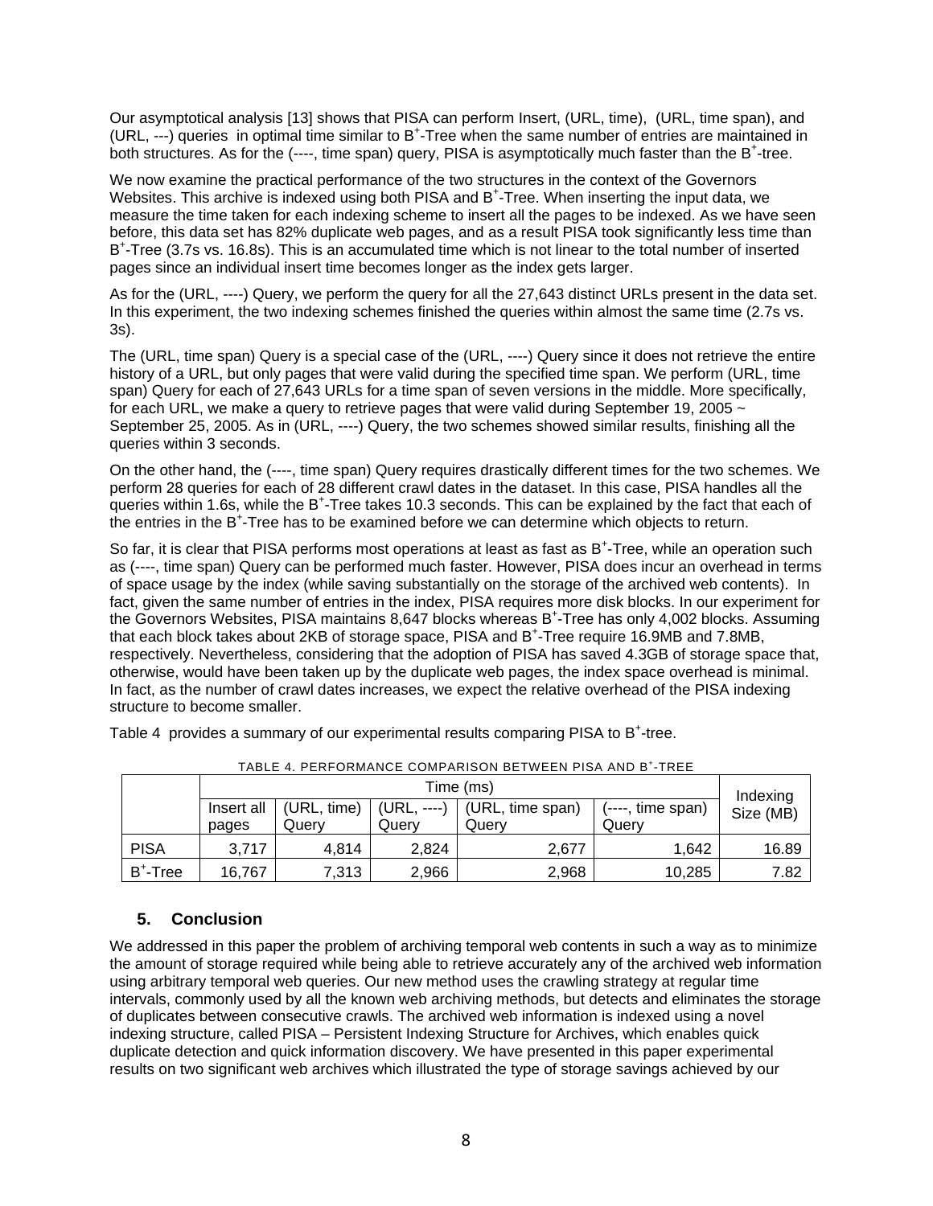Our asymptotical analysis [13] shows that PISA can perform Insert, (URL, time), (URL, time span), and (URL, ---) queries in optimal time similar to $B^+$-Tree when the same number of entries are maintained in both structures. As for the (----, time span) query, PISA is asymptotically much faster than the $B^+$-tree.

We now examine the practical performance of the two structures in the context of the Governors Websites. This archive is indexed using both PISA and $B^+$-Tree. When inserting the input data, we measure the time taken for each indexing scheme to insert all the pages to be indexed. As we have seen before, this data set has 82% duplicate web pages, and as a result PISA took significantly less time than $B^+$-Tree (3.7s vs. 16.8s). This is an accumulated time which is not linear to the total number of inserted pages since an individual insert time becomes longer as the index gets larger.

As for the (URL, ----) Query, we perform the query for all the 27,643 distinct URLs present in the data set. In this experiment, the two indexing schemes finished the queries within almost the same time (2.7s vs. 3s).

The (URL, time span) Query is a special case of the (URL, ----) Query since it does not retrieve the entire history of a URL, but only pages that were valid during the specified time span. We perform (URL, time span) Query for each of 27,643 URLs for a time span of seven versions in the middle. More specifically, for each URL, we make a query to retrieve pages that were valid during September 19, 2005 ~ September 25, 2005. As in (URL, ----) Query, the two schemes showed similar results, finishing all the queries within 3 seconds.

On the other hand, the (----, time span) Query requires drastically different times for the two schemes. We perform 28 queries for each of 28 different crawl dates in the dataset. In this case, PISA handles all the queries within 1.6s, while the $B^+$-Tree takes 10.3 seconds. This can be explained by the fact that each of the entries in the $B^+$-Tree has to be examined before we can determine which objects to return.

So far, it is clear that PISA performs most operations at least as fast as $B^+$-Tree, while an operation such as (----, time span) Query can be performed much faster. However, PISA does incur an overhead in terms of space usage by the index (while saving substantially on the storage of the archived web contents). In fact, given the same number of entries in the index, PISA requires more disk blocks. In our experiment for the Governors Websites, PISA maintains 8,647 blocks whereas $B^+$-Tree has only 4,002 blocks. Assuming that each block takes about 2KB of storage space, PISA and $B^+$-Tree require 16.9MB and 7.8MB, respectively. Nevertheless, considering that the adoption of PISA has saved 4.3GB of storage space that, otherwise, would have been taken up by the duplicate web pages, the index space overhead is minimal. In fact, as the number of crawl dates increases, we expect the relative overhead of the PISA indexing structure to become smaller.

Table 4 provides a summary of our experimental results comparing PISA to $B^+$-tree.

TABLE 4. PERFORMANCE COMPARISON BETWEEN PISA AND $B^+$-TREE

| | Time (ms) | | | | | Indexing Size (MB) |
|---|---|---|---|---|---|---|
| | Insert all pages | (URL, time) Query | (URL, ----) Query | (URL, time span) Query | (----, time span) Query | |
| PISA | 3,717 | 4,814 | 2,824 | 2,677 | 1,642 | 16.89 |
| $B^+$-Tree | 16,767 | 7,313 | 2,966 | 2,968 | 10,285 | 7.82 |

## 5. Conclusion

We addressed in this paper the problem of archiving temporal web contents in such a way as to minimize the amount of storage required while being able to retrieve accurately any of the archived web information using arbitrary temporal web queries. Our new method uses the crawling strategy at regular time intervals, commonly used by all the known web archiving methods, but detects and eliminates the storage of duplicates between consecutive crawls. The archived web information is indexed using a novel indexing structure, called PISA – Persistent Indexing Structure for Archives, which enables quick duplicate detection and quick information discovery. We have presented in this paper experimental results on two significant web archives which illustrated the type of storage savings achieved by our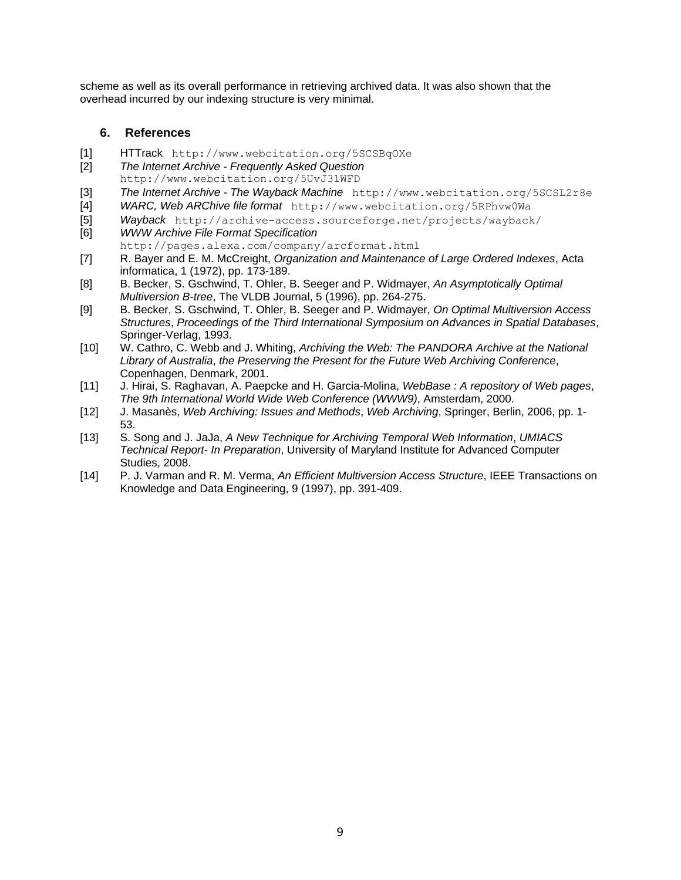scheme as well as its overall performance in retrieving archived data. It was also shown that the overhead incurred by our indexing structure is very minimal.

## 6. References

[1] HTTrack `http://www.webcitation.org/5SCSBqOXe`

[2] *The Internet Archive - Frequently Asked Question* `http://www.webcitation.org/5UvJ31WFD`

[3] *The Internet Archive - The Wayback Machine* `http://www.webcitation.org/5SCSL2r8e`

[4] *WARC, Web ARChive file format* `http://www.webcitation.org/5RPhvw0Wa`

[5] *Wayback* `http://archive-access.sourceforge.net/projects/wayback/`

[6] *WWW Archive File Format Specification* `http://pages.alexa.com/company/arcformat.html`

[7] R. Bayer and E. M. McCreight, *Organization and Maintenance of Large Ordered Indexes*, Acta informatica, 1 (1972), pp. 173-189.

[8] B. Becker, S. Gschwind, T. Ohler, B. Seeger and P. Widmayer, *An Asymptotically Optimal Multiversion B-tree*, The VLDB Journal, 5 (1996), pp. 264-275.

[9] B. Becker, S. Gschwind, T. Ohler, B. Seeger and P. Widmayer, *On Optimal Multiversion Access Structures*, *Proceedings of the Third International Symposium on Advances in Spatial Databases*, Springer-Verlag, 1993.

[10] W. Cathro, C. Webb and J. Whiting, *Archiving the Web: The PANDORA Archive at the National Library of Australia*, *the Preserving the Present for the Future Web Archiving Conference*, Copenhagen, Denmark, 2001.

[11] J. Hirai, S. Raghavan, A. Paepcke and H. Garcia-Molina, *WebBase : A repository of Web pages*, *The 9th International World Wide Web Conference (WWW9)*, Amsterdam, 2000.

[12] J. Masanès, *Web Archiving: Issues and Methods*, *Web Archiving*, Springer, Berlin, 2006, pp. 1-53.

[13] S. Song and J. JaJa, *A New Technique for Archiving Temporal Web Information*, *UMIACS Technical Report- In Preparation*, University of Maryland Institute for Advanced Computer Studies, 2008.

[14] P. J. Varman and R. M. Verma, *An Efficient Multiversion Access Structure*, IEEE Transactions on Knowledge and Data Engineering, 9 (1997), pp. 391-409.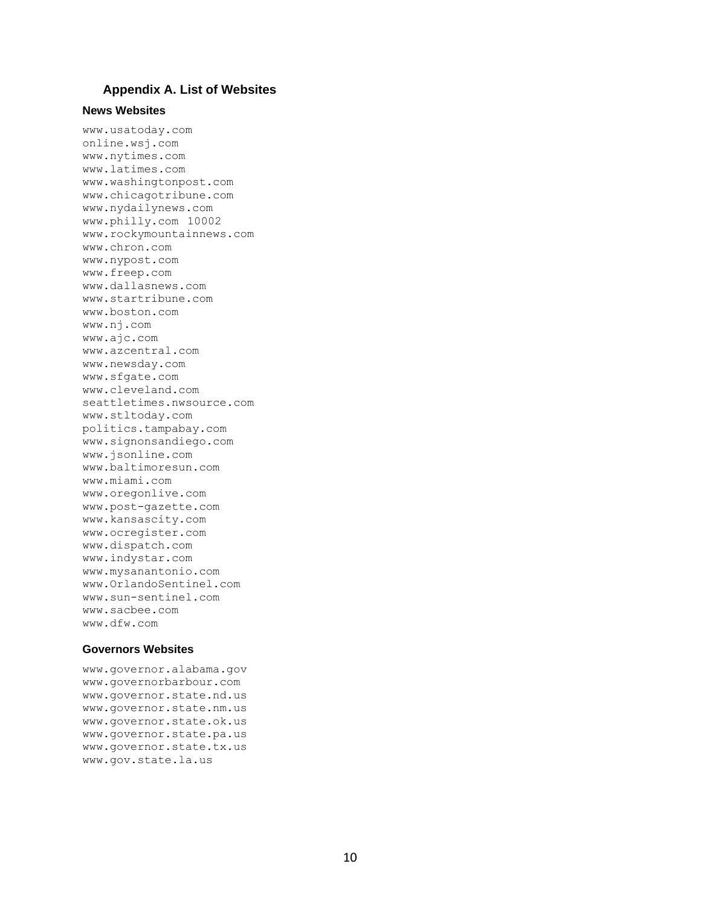## Appendix A. List of Websites

### News Websites

```
www.usatoday.com
online.wsj.com
www.nytimes.com
www.latimes.com
www.washingtonpost.com
www.chicagotribune.com
www.nydailynews.com
www.philly.com 10002
www.rockymountainnews.com
www.chron.com
www.nypost.com
www.freep.com
www.dallasnews.com
www.startribune.com
www.boston.com
www.nj.com
www.ajc.com
www.azcentral.com
www.newsday.com
www.sfgate.com
www.cleveland.com
seattletimes.nwsource.com
www.stltoday.com
politics.tampabay.com
www.signonsandiego.com
www.jsonline.com
www.baltimoresun.com
www.miami.com
www.oregonlive.com
www.post-gazette.com
www.kansascity.com
www.ocregister.com
www.dispatch.com
www.indystar.com
www.mysanantonio.com
www.OrlandoSentinel.com
www.sun-sentinel.com
www.sacbee.com
www.dfw.com
```

### Governors Websites

```
www.governor.alabama.gov
www.governorbarbour.com
www.governor.state.nd.us
www.governor.state.nm.us
www.governor.state.ok.us
www.governor.state.pa.us
www.governor.state.tx.us
www.gov.state.la.us
```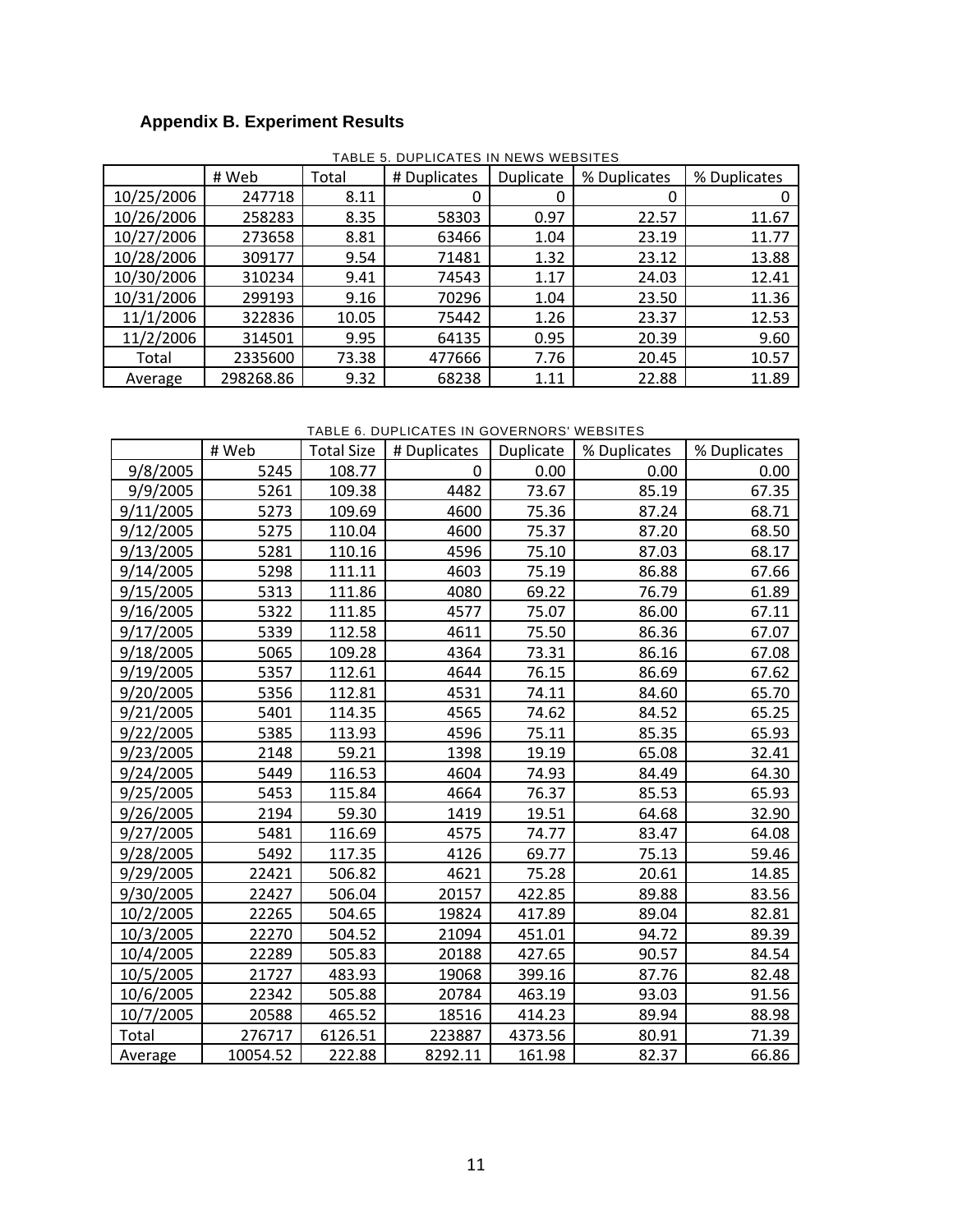## Appendix B. Experiment Results

TABLE 5. DUPLICATES IN NEWS WEBSITES

| | # Web | Total | # Duplicates | Duplicate | % Duplicates | % Duplicates |
|---|---|---|---|---|---|---|
| 10/25/2006 | 247718 | 8.11 | 0 | 0 | 0 | 0 |
| 10/26/2006 | 258283 | 8.35 | 58303 | 0.97 | 22.57 | 11.67 |
| 10/27/2006 | 273658 | 8.81 | 63466 | 1.04 | 23.19 | 11.77 |
| 10/28/2006 | 309177 | 9.54 | 71481 | 1.32 | 23.12 | 13.88 |
| 10/30/2006 | 310234 | 9.41 | 74543 | 1.17 | 24.03 | 12.41 |
| 10/31/2006 | 299193 | 9.16 | 70296 | 1.04 | 23.50 | 11.36 |
| 11/1/2006 | 322836 | 10.05 | 75442 | 1.26 | 23.37 | 12.53 |
| 11/2/2006 | 314501 | 9.95 | 64135 | 0.95 | 20.39 | 9.60 |
| Total | 2335600 | 73.38 | 477666 | 7.76 | 20.45 | 10.57 |
| Average | 298268.86 | 9.32 | 68238 | 1.11 | 22.88 | 11.89 |

TABLE 6. DUPLICATES IN GOVERNORS' WEBSITES

| | # Web | Total Size | # Duplicates | Duplicate | % Duplicates | % Duplicates |
|---|---|---|---|---|---|---|
| 9/8/2005 | 5245 | 108.77 | 0 | 0.00 | 0.00 | 0.00 |
| 9/9/2005 | 5261 | 109.38 | 4482 | 73.67 | 85.19 | 67.35 |
| 9/11/2005 | 5273 | 109.69 | 4600 | 75.36 | 87.24 | 68.71 |
| 9/12/2005 | 5275 | 110.04 | 4600 | 75.37 | 87.20 | 68.50 |
| 9/13/2005 | 5281 | 110.16 | 4596 | 75.10 | 87.03 | 68.17 |
| 9/14/2005 | 5298 | 111.11 | 4603 | 75.19 | 86.88 | 67.66 |
| 9/15/2005 | 5313 | 111.86 | 4080 | 69.22 | 76.79 | 61.89 |
| 9/16/2005 | 5322 | 111.85 | 4577 | 75.07 | 86.00 | 67.11 |
| 9/17/2005 | 5339 | 112.58 | 4611 | 75.50 | 86.36 | 67.07 |
| 9/18/2005 | 5065 | 109.28 | 4364 | 73.31 | 86.16 | 67.08 |
| 9/19/2005 | 5357 | 112.61 | 4644 | 76.15 | 86.69 | 67.62 |
| 9/20/2005 | 5356 | 112.81 | 4531 | 74.11 | 84.60 | 65.70 |
| 9/21/2005 | 5401 | 114.35 | 4565 | 74.62 | 84.52 | 65.25 |
| 9/22/2005 | 5385 | 113.93 | 4596 | 75.11 | 85.35 | 65.93 |
| 9/23/2005 | 2148 | 59.21 | 1398 | 19.19 | 65.08 | 32.41 |
| 9/24/2005 | 5449 | 116.53 | 4604 | 74.93 | 84.49 | 64.30 |
| 9/25/2005 | 5453 | 115.84 | 4664 | 76.37 | 85.53 | 65.93 |
| 9/26/2005 | 2194 | 59.30 | 1419 | 19.51 | 64.68 | 32.90 |
| 9/27/2005 | 5481 | 116.69 | 4575 | 74.77 | 83.47 | 64.08 |
| 9/28/2005 | 5492 | 117.35 | 4126 | 69.77 | 75.13 | 59.46 |
| 9/29/2005 | 22421 | 506.82 | 4621 | 75.28 | 20.61 | 14.85 |
| 9/30/2005 | 22427 | 506.04 | 20157 | 422.85 | 89.88 | 83.56 |
| 10/2/2005 | 22265 | 504.65 | 19824 | 417.89 | 89.04 | 82.81 |
| 10/3/2005 | 22270 | 504.52 | 21094 | 451.01 | 94.72 | 89.39 |
| 10/4/2005 | 22289 | 505.83 | 20188 | 427.65 | 90.57 | 84.54 |
| 10/5/2005 | 21727 | 483.93 | 19068 | 399.16 | 87.76 | 82.48 |
| 10/6/2005 | 22342 | 505.88 | 20784 | 463.19 | 93.03 | 91.56 |
| 10/7/2005 | 20588 | 465.52 | 18516 | 414.23 | 89.94 | 88.98 |
| Total | 276717 | 6126.51 | 223887 | 4373.56 | 80.91 | 71.39 |
| Average | 10054.52 | 222.88 | 8292.11 | 161.98 | 82.37 | 66.86 |